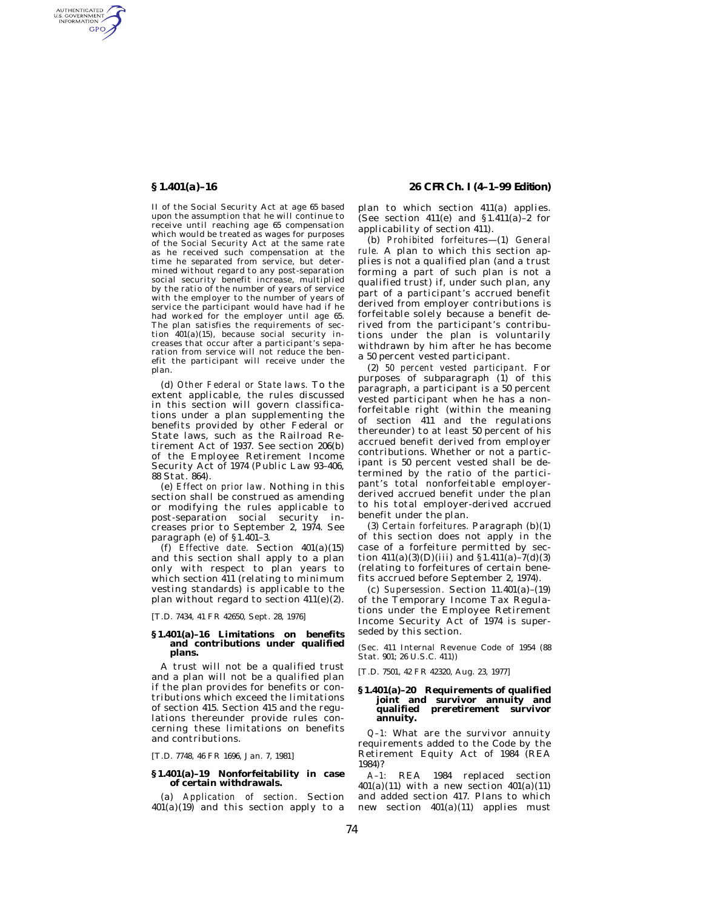II of the Social Security Act at age 65 based upon the assumption that he will continue to receive until reaching age 65 compensation which would be treated as wages for purposes of the Social Security Act at the same rate as he received such compensation at the time he separated from service, but determined without regard to any post-separation social security benefit increase, multiplied by the ratio of the number of years of service with the employer to the number of years of service the participant would have had if he had worked for the employer until age 65. The plan satisfies the requirements of section 401(a)(15), because social security increases that occur after a participant's separation from service will not reduce the benefit the participant will receive under the plan.

(d) *Other Federal or State laws.* To the extent applicable, the rules discussed in this section will govern classifications under a plan supplementing the benefits provided by other Federal or State laws, such as the Railroad Retirement Act of 1937. See section 206(b) of the Employee Retirement Income Security Act of 1974 (Public Law 93–406, 88 Stat. 864).

(e) *Effect on prior law.* Nothing in this section shall be construed as amending or modifying the rules applicable to post-separation social security increases prior to September 2, 1974. See paragraph (e) of §1.401–3.

(f) *Effective date.* Section 401(a)(15) and this section shall apply to a plan only with respect to plan years to which section 411 (relating to minimum vesting standards) is applicable to the plan without regard to section 411(e)(2).

[T.D. 7434, 41 FR 42650, Sept. 28, 1976]

### §1.401(a)–16 Limitations on benefits and contributions under qualified plans.

A trust will not be a qualified trust and a plan will not be a qualified plan if the plan provides for benefits or contributions which exceed the limitations of section 415. Section 415 and the regulations thereunder provide rules concerning these limitations on benefits and contributions.

[T.D. 7748, 46 FR 1696, Jan. 7, 1981]

### §1.401(a)–19 Nonforfeitability in case of certain withdrawals.

(a) *Application of section.* Section 401(a)(19) and this section apply to a plan to which section 411(a) applies. (See section 411(e) and §1.411(a)–2 for applicability of section 411).

(b) *Prohibited forfeitures*—(1) *General rule.* A plan to which this section applies is not a qualified plan (and a trust forming a part of such plan is not a qualified trust) if, under such plan, any part of a participant's accrued benefit derived from employer contributions is forfeitable solely because a benefit derived from the participant's contributions under the plan is voluntarily withdrawn by him after he has become a 50 percent vested participant.

(2) *50 percent vested participant.* For purposes of subparagraph (1) of this paragraph, a participant is a 50 percent vested participant when he has a nonforfeitable right (within the meaning of section 411 and the regulations thereunder) to at least 50 percent of his accrued benefit derived from employer contributions. Whether or not a participant is 50 percent vested shall be determined by the ratio of the participant's total nonforfeitable employer-derived accrued benefit under the plan to his total employer-derived accrued benefit under the plan.

(3) *Certain forfeitures.* Paragraph (b)(1) of this section does not apply in the case of a forfeiture permitted by section 411(a)(3)(D)(iii) and §1.411(a)–7(d)(3) (relating to forfeitures of certain benefits accrued before September 2, 1974).

(c) *Supersession.* Section 11.401(a)–(19) of the Temporary Income Tax Regulations under the Employee Retirement Income Security Act of 1974 is superseded by this section.

(Sec. 411 Internal Revenue Code of 1954 (88 Stat. 901; 26 U.S.C. 411))

[T.D. 7501, 42 FR 42320, Aug. 23, 1977]

### §1.401(a)–20 Requirements of qualified joint and survivor annuity and qualified preretirement survivor annuity.

*Q–1:* What are the survivor annuity requirements added to the Code by the Retirement Equity Act of 1984 (REA 1984)?

*A–1:* REA 1984 replaced section 401(a)(11) with a new section 401(a)(11) and added section 417. Plans to which new section 401(a)(11) applies must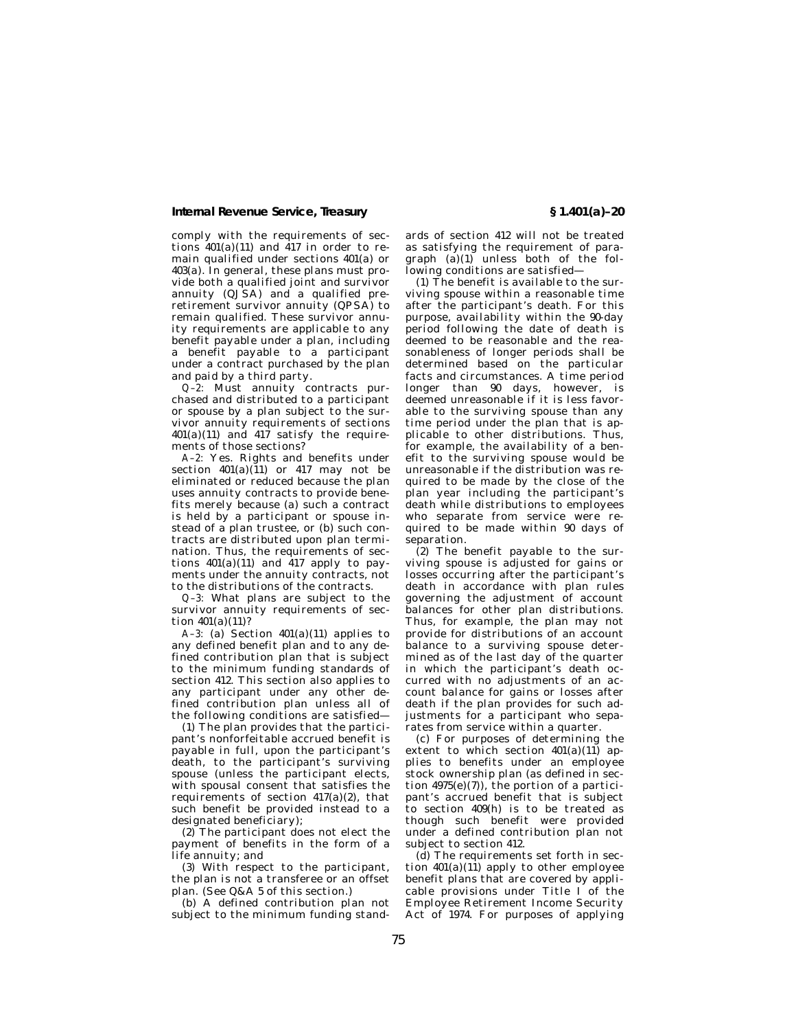comply with the requirements of sections 401(a)(11) and 417 in order to remain qualified under sections 401(a) or 403(a). In general, these plans must provide both a qualified joint and survivor annuity (QJSA) and a qualified preretirement survivor annuity (QPSA) to remain qualified. These survivor annuity requirements are applicable to any benefit payable under a plan, including a benefit payable to a participant under a contract purchased by the plan and paid by a third party.

*Q–2:* Must annuity contracts purchased and distributed to a participant or spouse by a plan subject to the survivor annuity requirements of sections 401(a)(11) and 417 satisfy the requirements of those sections?

*A–2:* Yes. Rights and benefits under section 401(a)(11) or 417 may not be eliminated or reduced because the plan uses annuity contracts to provide benefits merely because (a) such a contract is held by a participant or spouse instead of a plan trustee, or (b) such contracts are distributed upon plan termination. Thus, the requirements of sections 401(a)(11) and 417 apply to payments under the annuity contracts, not to the distributions of the contracts.

*Q–3:* What plans are subject to the survivor annuity requirements of section 401(a)(11)?

*A–3:* (a) Section 401(a)(11) applies to any defined benefit plan and to any defined contribution plan that is subject to the minimum funding standards of section 412. This section also applies to any participant under any other defined contribution plan unless all of the following conditions are satisfied—

(1) The plan provides that the participant's nonforfeitable accrued benefit is payable in full, upon the participant's death, to the participant's surviving spouse (unless the participant elects, with spousal consent that satisfies the requirements of section 417(a)(2), that such benefit be provided instead to a designated beneficiary);

(2) The participant does not elect the payment of benefits in the form of a life annuity; and

(3) With respect to the participant, the plan is not a transferee or an offset plan. (See Q&A 5 of this section.)

(b) A defined contribution plan not subject to the minimum funding standards of section 412 will not be treated as satisfying the requirement of paragraph (a)(1) unless both of the following conditions are satisfied—

(1) The benefit is available to the surviving spouse within a reasonable time after the participant's death. For this purpose, availability within the 90-day period following the date of death is deemed to be reasonable and the reasonableness of longer periods shall be determined based on the particular facts and circumstances. A time period longer than 90 days, however, is deemed unreasonable if it is less favorable to the surviving spouse than any time period under the plan that is applicable to other distributions. Thus, for example, the availability of a benefit to the surviving spouse would be unreasonable if the distribution was required to be made by the close of the plan year including the participant's death while distributions to employees who separate from service were required to be made within 90 days of separation.

(2) The benefit payable to the surviving spouse is adjusted for gains or losses occurring after the participant's death in accordance with plan rules governing the adjustment of account balances for other plan distributions. Thus, for example, the plan may not provide for distributions of an account balance to a surviving spouse determined as of the last day of the quarter in which the participant's death occurred with no adjustments of an account balance for gains or losses after death if the plan provides for such adjustments for a participant who separates from service within a quarter.

(c) For purposes of determining the extent to which section 401(a)(11) applies to benefits under an employee stock ownership plan (as defined in section 4975(e)(7)), the portion of a participant's accrued benefit that is subject to section 409(h) is to be treated as though such benefit were provided under a defined contribution plan not subject to section 412.

(d) The requirements set forth in section 401(a)(11) apply to other employee benefit plans that are covered by applicable provisions under Title I of the Employee Retirement Income Security Act of 1974. For purposes of applying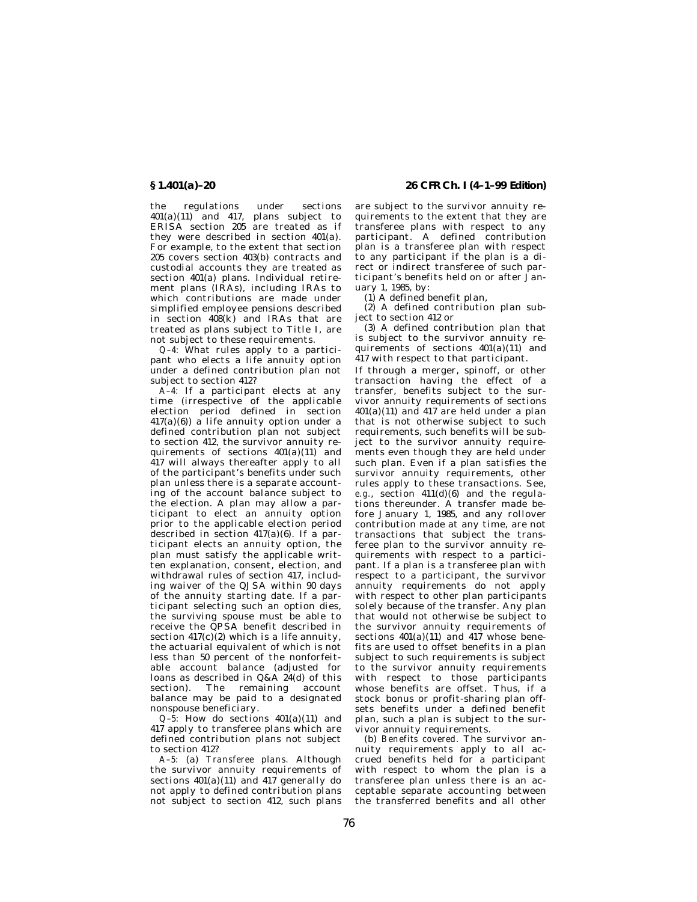the regulations under sections 401(a)(11) and 417, plans subject to ERISA section 205 are treated as if they were described in section 401(a). For example, to the extent that section 205 covers section 403(b) contracts and custodial accounts they are treated as section 401(a) plans. Individual retirement plans (IRAs), including IRAs to which contributions are made under simplified employee pensions described in section 408(k) and IRAs that are treated as plans subject to Title I, are not subject to these requirements.

*Q–4:* What rules apply to a participant who elects a life annuity option under a defined contribution plan not subject to section 412?

*A–4:* If a participant elects at any time (irrespective of the applicable election period defined in section 417(a)(6)) a life annuity option under a defined contribution plan not subject to section 412, the survivor annuity requirements of sections 401(a)(11) and 417 will always thereafter apply to all of the participant's benefits under such plan unless there is a separate accounting of the account balance subject to the election. A plan may allow a participant to elect an annuity option prior to the applicable election period described in section 417(a)(6). If a participant elects an annuity option, the plan must satisfy the applicable written explanation, consent, election, and withdrawal rules of section 417, including waiver of the QJSA within 90 days of the annuity starting date. If a participant selecting such an option dies, the surviving spouse must be able to receive the QPSA benefit described in section 417(c)(2) which is a life annuity, the actuarial equivalent of which is not less than 50 percent of the nonforfeitable account balance (adjusted for loans as described in Q&A 24(d) of this section). The remaining account balance may be paid to a designated nonspouse beneficiary.

*Q–5:* How do sections 401(a)(11) and 417 apply to transferee plans which are defined contribution plans not subject to section 412?

*A–5:* (a) *Transferee plans.* Although the survivor annuity requirements of sections 401(a)(11) and 417 generally do not apply to defined contribution plans not subject to section 412, such plans are subject to the survivor annuity requirements to the extent that they are transferee plans with respect to any participant. A defined contribution plan is a transferee plan with respect to any participant if the plan is a direct or indirect transferee of such participant's benefits held on or after January 1, 1985, by:

(1) A defined benefit plan,

(2) A defined contribution plan subject to section 412 or

(3) A defined contribution plan that is subject to the survivor annuity requirements of sections 401(a)(11) and 417 with respect to that participant.

If through a merger, spinoff, or other transaction having the effect of a transfer, benefits subject to the survivor annuity requirements of sections 401(a)(11) and 417 are held under a plan that is not otherwise subject to such requirements, such benefits will be subject to the survivor annuity requirements even though they are held under such plan. Even if a plan satisfies the survivor annuity requirements, other rules apply to these transactions. See, *e.g.*, section 411(d)(6) and the regulations thereunder. A transfer made before January 1, 1985, and any rollover contribution made at any time, are not transactions that subject the transferee plan to the survivor annuity requirements with respect to a participant. If a plan is a transferee plan with respect to a participant, the survivor annuity requirements do not apply with respect to other plan participants solely because of the transfer. Any plan that would not otherwise be subject to the survivor annuity requirements of sections 401(a)(11) and 417 whose benefits are used to offset benefits in a plan subject to such requirements is subject to the survivor annuity requirements with respect to those participants whose benefits are offset. Thus, if a stock bonus or profit-sharing plan offsets benefits under a defined benefit plan, such a plan is subject to the survivor annuity requirements.

(b) *Benefits covered.* The survivor annuity requirements apply to all accrued benefits held for a participant with respect to whom the plan is a transferee plan unless there is an acceptable separate accounting between the transferred benefits and all other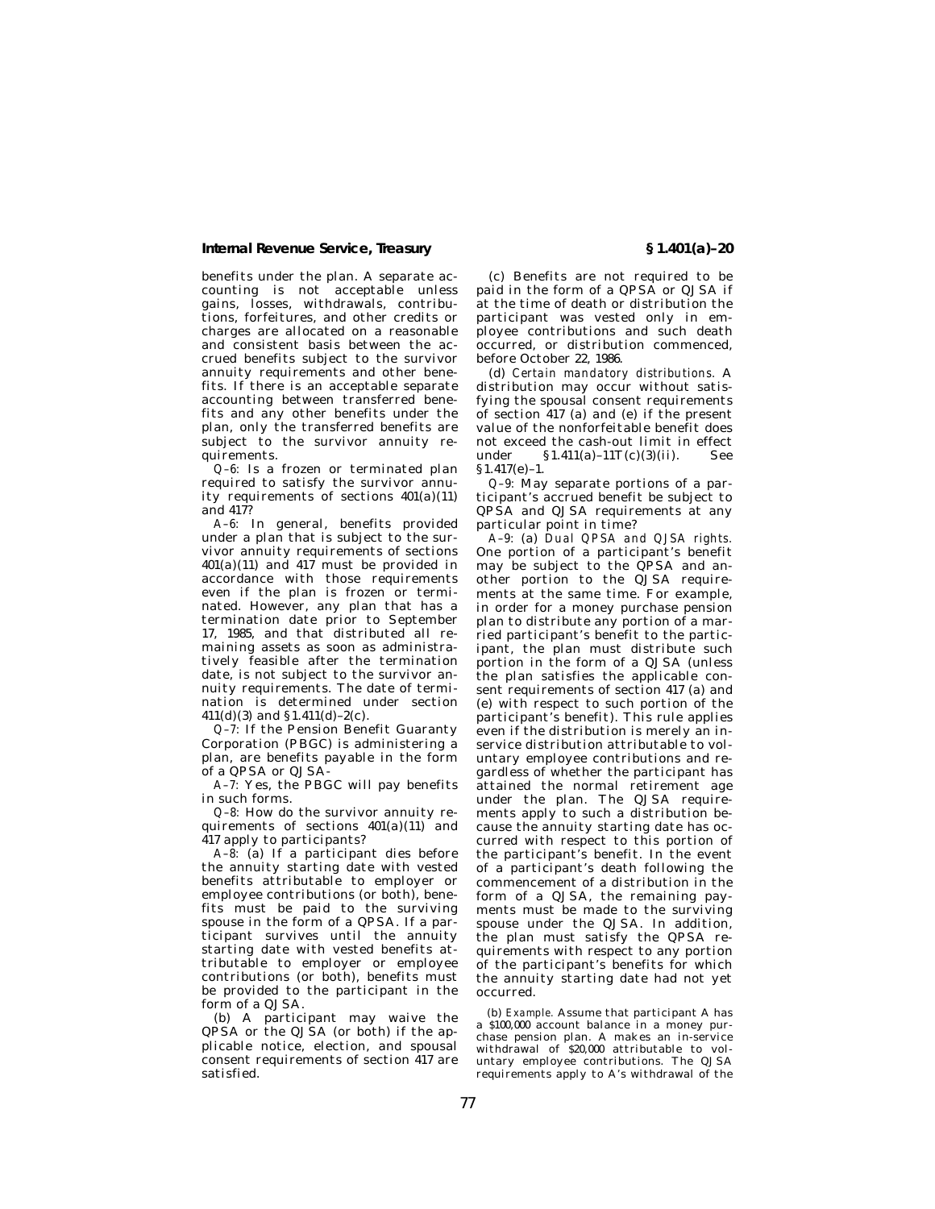benefits under the plan. A separate accounting is not acceptable unless gains, losses, withdrawals, contributions, forfeitures, and other credits or charges are allocated on a reasonable and consistent basis between the accrued benefits subject to the survivor annuity requirements and other benefits. If there is an acceptable separate accounting between transferred benefits and any other benefits under the plan, only the transferred benefits are subject to the survivor annuity requirements.

*Q–6:* Is a frozen or terminated plan required to satisfy the survivor annuity requirements of sections 401(a)(11) and 417?

*A–6:* In general, benefits provided under a plan that is subject to the survivor annuity requirements of sections 401(a)(11) and 417 must be provided in accordance with those requirements even if the plan is frozen or terminated. However, any plan that has a termination date prior to September 17, 1985, and that distributed all remaining assets as soon as administratively feasible after the termination date, is not subject to the survivor annuity requirements. The date of termination is determined under section 411(d)(3) and §1.411(d)–2(c).

*Q–7:* If the Pension Benefit Guaranty Corporation (PBGC) is administering a plan, are benefits payable in the form of a QPSA or QJSA-

*A–7:* Yes, the PBGC will pay benefits in such forms.

*Q–8:* How do the survivor annuity requirements of sections 401(a)(11) and 417 apply to participants?

*A–8:* (a) If a participant dies before the annuity starting date with vested benefits attributable to employer or employee contributions (or both), benefits must be paid to the surviving spouse in the form of a QPSA. If a participant survives until the annuity starting date with vested benefits attributable to employer or employee contributions (or both), benefits must be provided to the participant in the form of a QJSA.

(b) A participant may waive the QPSA or the QJSA (or both) if the applicable notice, election, and spousal consent requirements of section 417 are satisfied.

(c) Benefits are not required to be paid in the form of a QPSA or QJSA if at the time of death or distribution the participant was vested only in employee contributions and such death occurred, or distribution commenced, before October 22, 1986.

(d) *Certain mandatory distributions.* A distribution may occur without satisfying the spousal consent requirements of section 417 (a) and (e) if the present value of the nonforfeitable benefit does not exceed the cash-out limit in effect under §1.411(a)–11T(c)(3)(ii). See §1.417(e)–1.

*Q–9:* May separate portions of a participant's accrued benefit be subject to QPSA and QJSA requirements at any particular point in time?

*A–9:* (a) *Dual QPSA and QJSA rights.* One portion of a participant's benefit may be subject to the QPSA and another portion to the QJSA requirements at the same time. For example, in order for a money purchase pension plan to distribute any portion of a married participant's benefit to the participant, the plan must distribute such portion in the form of a QJSA (unless the plan satisfies the applicable consent requirements of section 417 (a) and (e) with respect to such portion of the participant's benefit). This rule applies even if the distribution is merely an in-service distribution attributable to voluntary employee contributions and regardless of whether the participant has attained the normal retirement age under the plan. The QJSA requirements apply to such a distribution because the annuity starting date has occurred with respect to this portion of the participant's benefit. In the event of a participant's death following the commencement of a distribution in the form of a QJSA, the remaining payments must be made to the surviving spouse under the QJSA. In addition, the plan must satisfy the QPSA requirements with respect to any portion of the participant's benefits for which the annuity starting date had not yet occurred.

(b) *Example.* Assume that participant A has a $100,000 account balance in a money purchase pension plan. A makes an in-service withdrawal of $20,000 attributable to voluntary employee contributions. The QJSA requirements apply to A's withdrawal of the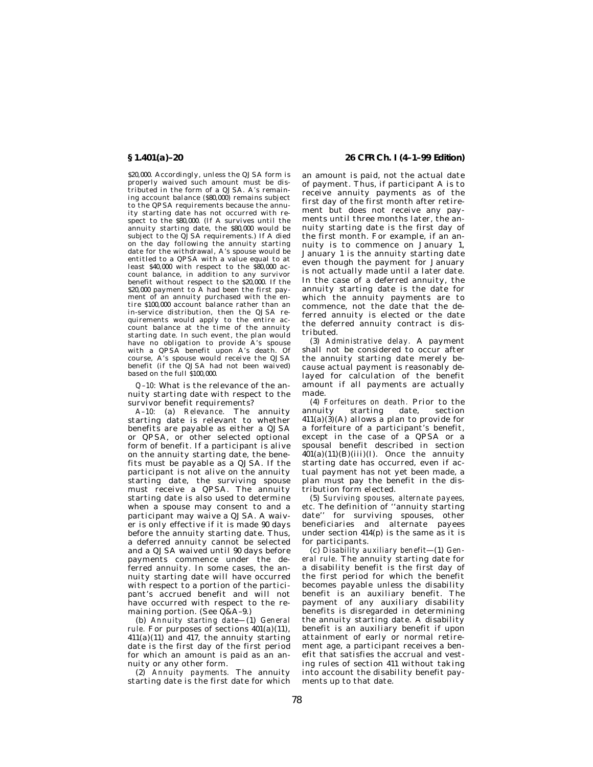$20,000. Accordingly, unless the QJSA form is properly waived such amount must be distributed in the form of a QJSA. A's remaining account balance ($80,000) remains subject to the QPSA requirements because the annuity starting date has not occurred with respect to the $80,000. (If A survives until the annuity starting date, the $80,000 would be subject to the QJSA requirements.) If A died on the day following the annuity starting date for the withdrawal, A's spouse would be entitled to a QPSA with a value equal to at least $40,000 with respect to the $80,000 account balance, in addition to any survivor benefit without respect to the $20,000. If the $20,000 payment to A had been the first payment of an annuity purchased with the entire $100,000 account balance rather than an in-service distribution, then the QJSA requirements would apply to the entire account balance at the time of the annuity starting date. In such event, the plan would have no obligation to provide A's spouse with a QPSA benefit upon A's death. Of course, A's spouse would receive the QJSA benefit (if the QJSA had not been waived) based on the full $100,000.

*Q–10:* What is the relevance of the annuity starting date with respect to the survivor benefit requirements?

*A–10:* (a) *Relevance.* The annuity starting date is relevant to whether benefits are payable as either a QJSA or QPSA, or other selected optional form of benefit. If a participant is alive on the annuity starting date, the benefits must be payable as a QJSA. If the participant is not alive on the annuity starting date, the surviving spouse must receive a QPSA. The annuity starting date is also used to determine when a spouse may consent to and a participant may waive a QJSA. A waiver is only effective if it is made 90 days before the annuity starting date. Thus, a deferred annuity cannot be selected and a QJSA waived until 90 days before payments commence under the deferred annuity. In some cases, the annuity starting date will have occurred with respect to a portion of the participant's accrued benefit and will not have occurred with respect to the remaining portion. (See Q&A–9.)

(b) *Annuity starting date*—(1) *General rule.* For purposes of sections 401(a)(11), 411(a)(11) and 417, the annuity starting date is the first day of the first period for which an amount is paid as an annuity or any other form.

(2) *Annuity payments.* The annuity starting date is the first date for which an amount is paid, not the actual date of payment. Thus, if participant A is to receive annuity payments as of the first day of the first month after retirement but does not receive any payments until three months later, the annuity starting date is the first day of the first month. For example, if an annuity is to commence on January 1, January 1 is the annuity starting date even though the payment for January is not actually made until a later date. In the case of a deferred annuity, the annuity starting date is the date for which the annuity payments are to commence, not the date that the deferred annuity is elected or the date the deferred annuity contract is distributed.

(3) *Administrative delay.* A payment shall not be considered to occur after the annuity starting date merely because actual payment is reasonably delayed for calculation of the benefit amount if all payments are actually made.

(4) *Forfeitures on death.* Prior to the annuity starting date, section 411(a)(3)(A) allows a plan to provide for a forfeiture of a participant's benefit, except in the case of a QPSA or a spousal benefit described in section 401(a)(11)(B)(iii)(I). Once the annuity starting date has occurred, even if actual payment has not yet been made, a plan must pay the benefit in the distribution form elected.

(5) *Surviving spouses, alternate payees, etc.* The definition of "annuity starting date" for surviving spouses, other beneficiaries and alternate payees under section 414(p) is the same as it is for participants.

(c) *Disability auxiliary benefit*—(1) *General rule.* The annuity starting date for a disability benefit is the first day of the first period for which the benefit becomes payable unless the disability benefit is an auxiliary benefit. The payment of any auxiliary disability benefits is disregarded in determining the annuity starting date. A disability benefit is an auxiliary benefit if upon attainment of early or normal retirement age, a participant receives a benefit that satisfies the accrual and vesting rules of section 411 without taking into account the disability benefit payments up to that date.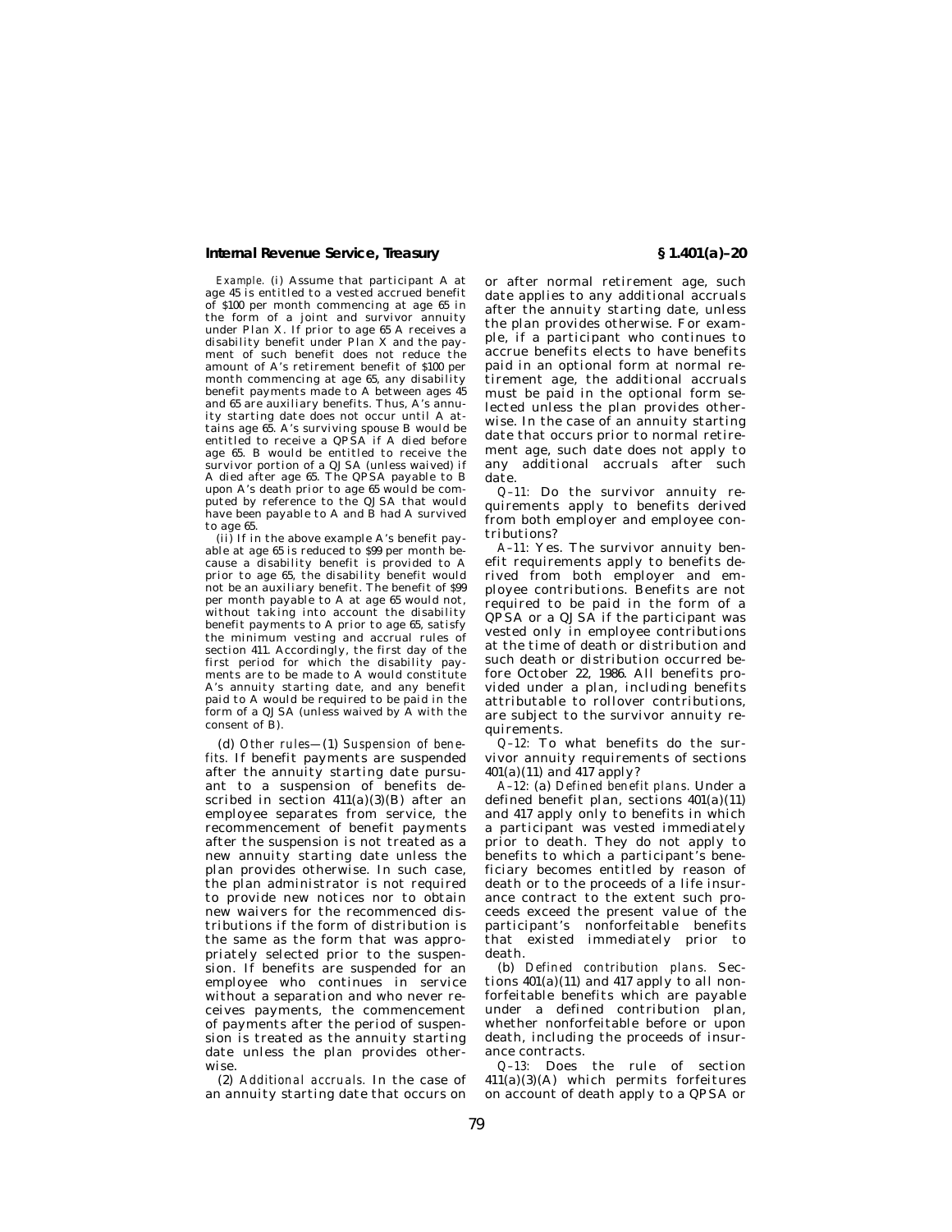*Example.* (i) Assume that participant A at age 45 is entitled to a vested accrued benefit of $100 per month commencing at age 65 in the form of a joint and survivor annuity under Plan X. If prior to age 65 A receives a disability benefit under Plan X and the payment of such benefit does not reduce the amount of A's retirement benefit of $100 per month commencing at age 65, any disability benefit payments made to A between ages 45 and 65 are auxiliary benefits. Thus, A's annuity starting date does not occur until A attains age 65. A's surviving spouse B would be entitled to receive a QPSA if A died before age 65. B would be entitled to receive the survivor portion of a QJSA (unless waived) if A died after age 65. The QPSA payable to B upon A's death prior to age 65 would be computed by reference to the QJSA that would have been payable to A and B had A survived to age 65.

(ii) If in the above example A's benefit payable at age 65 is reduced to $99 per month because a disability benefit is provided to A prior to age 65, the disability benefit would not be an auxiliary benefit. The benefit of $99 per month payable to A at age 65 would not, without taking into account the disability benefit payments to A prior to age 65, satisfy the minimum vesting and accrual rules of section 411. Accordingly, the first day of the first period for which the disability payments are to be made to A would constitute A's annuity starting date, and any benefit paid to A would be required to be paid in the form of a QJSA (unless waived by A with the consent of B).

(d) *Other rules*—(1) *Suspension of benefits.* If benefit payments are suspended after the annuity starting date pursuant to a suspension of benefits described in section 411(a)(3)(B) after an employee separates from service, the recommencement of benefit payments after the suspension is not treated as a new annuity starting date unless the plan provides otherwise. In such case, the plan administrator is not required to provide new notices nor to obtain new waivers for the recommenced distributions if the form of distribution is the same as the form that was appropriately selected prior to the suspension. If benefits are suspended for an employee who continues in service without a separation and who never receives payments, the commencement of payments after the period of suspension is treated as the annuity starting date unless the plan provides otherwise.

(2) *Additional accruals.* In the case of an annuity starting date that occurs on or after normal retirement age, such date applies to any additional accruals after the annuity starting date, unless the plan provides otherwise. For example, if a participant who continues to accrue benefits elects to have benefits paid in an optional form at normal retirement age, the additional accruals must be paid in the optional form selected unless the plan provides otherwise. In the case of an annuity starting date that occurs prior to normal retirement age, such date does not apply to any additional accruals after such date.

*Q–11:* Do the survivor annuity requirements apply to benefits derived from both employer and employee contributions?

*A–11:* Yes. The survivor annuity benefit requirements apply to benefits derived from both employer and employee contributions. Benefits are not required to be paid in the form of a QPSA or a QJSA if the participant was vested only in employee contributions at the time of death or distribution and such death or distribution occurred before October 22, 1986. All benefits provided under a plan, including benefits attributable to rollover contributions, are subject to the survivor annuity requirements.

*Q–12:* To what benefits do the survivor annuity requirements of sections 401(a)(11) and 417 apply?

*A–12:* (a) *Defined benefit plans.* Under a defined benefit plan, sections 401(a)(11) and 417 apply only to benefits in which a participant was vested immediately prior to death. They do not apply to benefits to which a participant's beneficiary becomes entitled by reason of death or to the proceeds of a life insurance contract to the extent such proceeds exceed the present value of the participant's nonforfeitable benefits that existed immediately prior to death.

(b) *Defined contribution plans.* Sections 401(a)(11) and 417 apply to all nonforfeitable benefits which are payable under a defined contribution plan, whether nonforfeitable before or upon death, including the proceeds of insurance contracts.

*Q–13:* Does the rule of section 411(a)(3)(A) which permits forfeitures on account of death apply to a QPSA or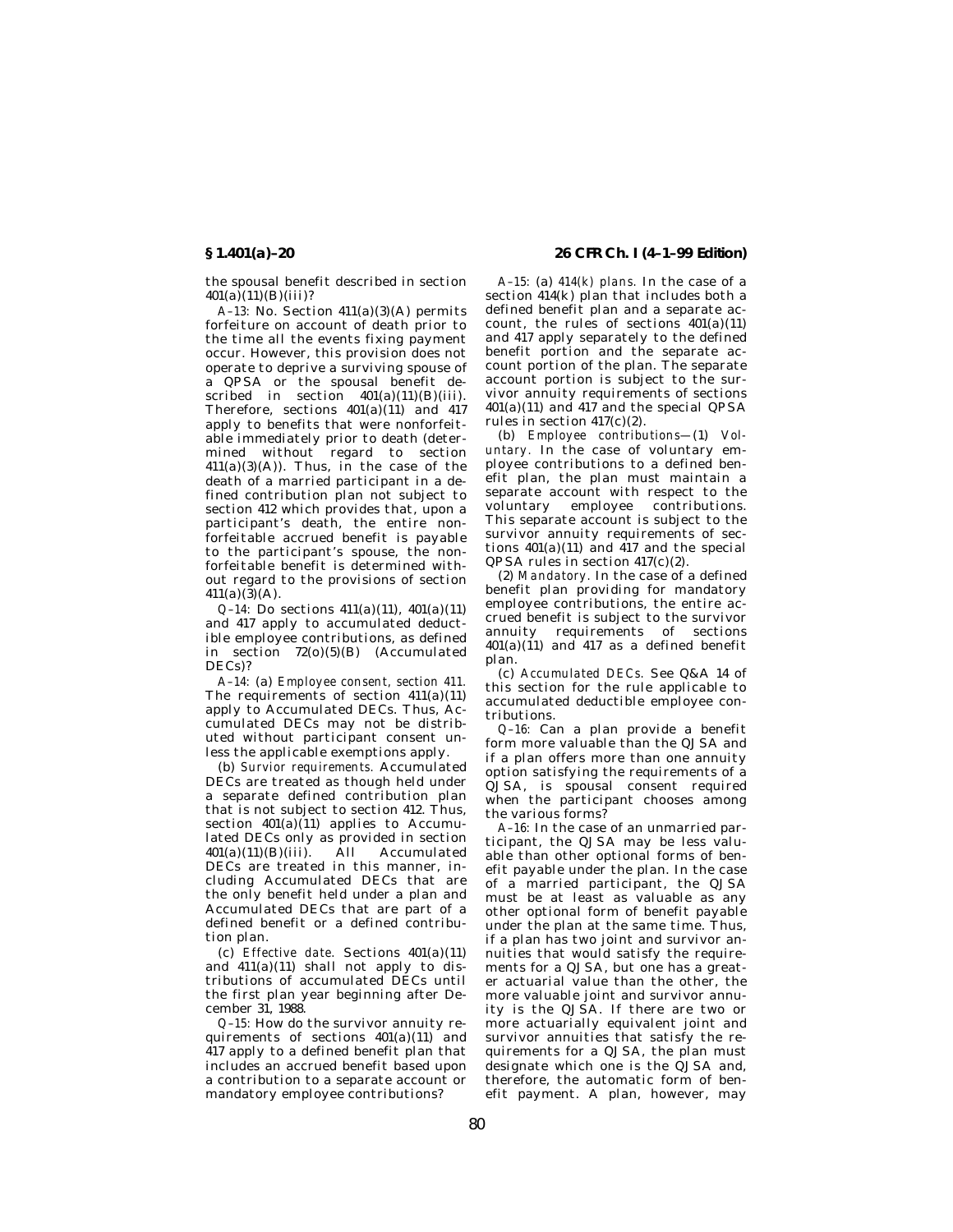the spousal benefit described in section 401(a)(11)(B)(iii)?

*A–13:* No. Section 411(a)(3)(A) permits forfeiture on account of death prior to the time all the events fixing payment occur. However, this provision does not operate to deprive a surviving spouse of a QPSA or the spousal benefit described in section 401(a)(11)(B)(iii). Therefore, sections 401(a)(11) and 417 apply to benefits that were nonforfeitable immediately prior to death (determined without regard to section 411(a)(3)(A)). Thus, in the case of the death of a married participant in a defined contribution plan not subject to section 412 which provides that, upon a participant's death, the entire nonforfeitable accrued benefit is payable to the participant's spouse, the nonforfeitable benefit is determined without regard to the provisions of section 411(a)(3)(A).

*Q–14:* Do sections 411(a)(11), 401(a)(11) and 417 apply to accumulated deductible employee contributions, as defined in section 72(o)(5)(B) (Accumulated DECs)?

*A–14:* (a) *Employee consent, section 411.* The requirements of section 411(a)(11) apply to Accumulated DECs. Thus, Accumulated DECs may not be distributed without participant consent unless the applicable exemptions apply.

(b) *Survior requirements.* Accumulated DECs are treated as though held under a separate defined contribution plan that is not subject to section 412. Thus, section 401(a)(11) applies to Accumulated DECs only as provided in section 401(a)(11)(B)(iii). All Accumulated DECs are treated in this manner, including Accumulated DECs that are the only benefit held under a plan and Accumulated DECs that are part of a defined benefit or a defined contribution plan.

(c) *Effective date.* Sections 401(a)(11) and 411(a)(11) shall not apply to distributions of accumulated DECs until the first plan year beginning after December 31, 1988.

*Q–15:* How do the survivor annuity requirements of sections 401(a)(11) and 417 apply to a defined benefit plan that includes an accrued benefit based upon a contribution to a separate account or mandatory employee contributions?

*A–15:* (a) *414(k) plans.* In the case of a section 414(k) plan that includes both a defined benefit plan and a separate account, the rules of sections 401(a)(11) and 417 apply separately to the defined benefit portion and the separate account portion of the plan. The separate account portion is subject to the survivor annuity requirements of sections 401(a)(11) and 417 and the special QPSA rules in section 417(c)(2).

(b) *Employee contributions*—(1) *Voluntary.* In the case of voluntary employee contributions to a defined benefit plan, the plan must maintain a separate account with respect to the voluntary employee contributions. This separate account is subject to the survivor annuity requirements of sections 401(a)(11) and 417 and the special QPSA rules in section 417(c)(2).

(2) *Mandatory.* In the case of a defined benefit plan providing for mandatory employee contributions, the entire accrued benefit is subject to the survivor annuity requirements of sections 401(a)(11) and 417 as a defined benefit plan.

(c) *Accumulated DECs.* See Q&A 14 of this section for the rule applicable to accumulated deductible employee contributions.

*Q–16:* Can a plan provide a benefit form more valuable than the QJSA and if a plan offers more than one annuity option satisfying the requirements of a QJSA, is spousal consent required when the participant chooses among the various forms?

*A–16:* In the case of an unmarried participant, the QJSA may be less valuable than other optional forms of benefit payable under the plan. In the case of a married participant, the QJSA must be at least as valuable as any other optional form of benefit payable under the plan at the same time. Thus, if a plan has two joint and survivor annuities that would satisfy the requirements for a QJSA, but one has a greater actuarial value than the other, the more valuable joint and survivor annuity is the QJSA. If there are two or more actuarially equivalent joint and survivor annuities that satisfy the requirements for a QJSA, the plan must designate which one is the QJSA and, therefore, the automatic form of benefit payment. A plan, however, may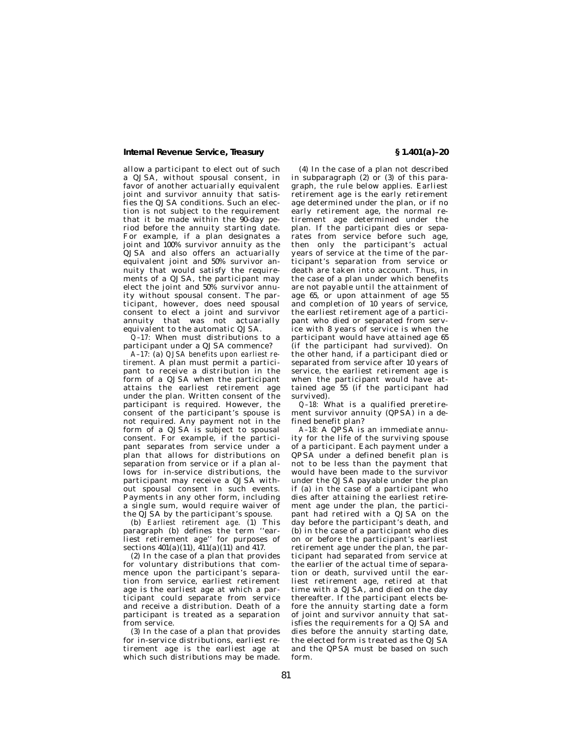allow a participant to elect out of such a QJSA, without spousal consent, in favor of another actuarially equivalent joint and survivor annuity that satisfies the QJSA conditions. Such an election is not subject to the requirement that it be made within the 90-day period before the annuity starting date. For example, if a plan designates a joint and 100% survivor annuity as the QJSA and also offers an actuarially equivalent joint and 50% survivor annuity that would satisfy the requirements of a QJSA, the participant may elect the joint and 50% survivor annuity without spousal consent. The participant, however, does need spousal consent to elect a joint and survivor annuity that was not actuarially equivalent to the automatic QJSA.

*Q–17:* When must distributions to a participant under a QJSA commence?

*A–17:* (a) *QJSA benefits upon earliest retirement.* A plan must permit a participant to receive a distribution in the form of a QJSA when the participant attains the earliest retirement age under the plan. Written consent of the participant is required. However, the consent of the participant's spouse is not required. Any payment not in the form of a QJSA is subject to spousal consent. For example, if the participant separates from service under a plan that allows for distributions on separation from service or if a plan allows for in-service distributions, the participant may receive a QJSA without spousal consent in such events. Payments in any other form, including a single sum, would require waiver of the QJSA by the participant's spouse.

(b) *Earliest retirement age.* (1) This paragraph (b) defines the term ''earliest retirement age'' for purposes of sections 401(a)(11), 411(a)(11) and 417.

(2) In the case of a plan that provides for voluntary distributions that commence upon the participant's separation from service, earliest retirement age is the earliest age at which a participant could separate from service and receive a distribution. Death of a participant is treated as a separation from service.

(3) In the case of a plan that provides for in-service distributions, earliest retirement age is the earliest age at which such distributions may be made.

(4) In the case of a plan not described in subparagraph (2) or (3) of this paragraph, the rule below applies. Earliest retirement age is the early retirement age determined under the plan, or if no early retirement age, the normal retirement age determined under the plan. If the participant dies or separates from service before such age, then only the participant's actual years of service at the time of the participant's separation from service or death are taken into account. Thus, in the case of a plan under which benefits are not payable until the attainment of age 65, or upon attainment of age 55 and completion of 10 years of service, the earliest retirement age of a participant who died or separated from service with 8 years of service is when the participant would have attained age 65 (if the participant had survived). On the other hand, if a participant died or separated from service after 10 years of service, the earliest retirement age is when the participant would have attained age 55 (if the participant had survived).

*Q–18:* What is a qualified preretirement survivor annuity (QPSA) in a defined benefit plan?

*A–18:* A QPSA is an immediate annuity for the life of the surviving spouse of a participant. Each payment under a QPSA under a defined benefit plan is not to be less than the payment that would have been made to the survivor under the QJSA payable under the plan if (a) in the case of a participant who dies after attaining the earliest retirement age under the plan, the participant had retired with a QJSA on the day before the participant's death, and (b) in the case of a participant who dies on or before the participant's earliest retirement age under the plan, the participant had separated from service at the earlier of the actual time of separation or death, survived until the earliest retirement age, retired at that time with a QJSA, and died on the day thereafter. If the participant elects before the annuity starting date a form of joint and survivor annuity that satisfies the requirements for a QJSA and dies before the annuity starting date, the elected form is treated as the QJSA and the QPSA must be based on such form.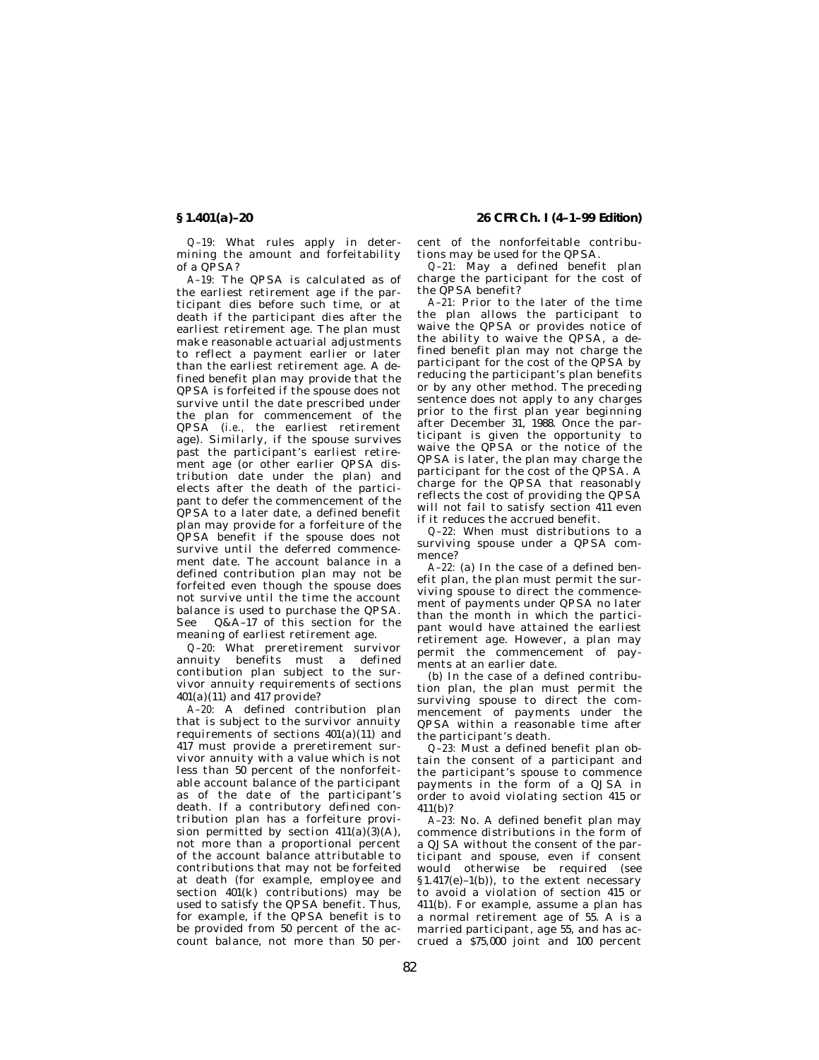*Q–19:* What rules apply in determining the amount and forfeitability of a QPSA?

*A–19:* The QPSA is calculated as of the earliest retirement age if the participant dies before such time, or at death if the participant dies after the earliest retirement age. The plan must make reasonable actuarial adjustments to reflect a payment earlier or later than the earliest retirement age. A defined benefit plan may provide that the QPSA is forfeited if the spouse does not survive until the date prescribed under the plan for commencement of the QPSA (*i.e.,* the earliest retirement age). Similarly, if the spouse survives past the participant's earliest retirement age (or other earlier QPSA distribution date under the plan) and elects after the death of the participant to defer the commencement of the QPSA to a later date, a defined benefit plan may provide for a forfeiture of the QPSA benefit if the spouse does not survive until the deferred commencement date. The account balance in a defined contribution plan may not be forfeited even though the spouse does not survive until the time the account balance is used to purchase the QPSA. See Q&A–17 of this section for the meaning of earliest retirement age.

*Q–20:* What preretirement survivor annuity benefits must a defined contibution plan subject to the survivor annuity requirements of sections 401(a)(11) and 417 provide?

*A–20:* A defined contribution plan that is subject to the survivor annuity requirements of sections 401(a)(11) and 417 must provide a preretirement survivor annuity with a value which is not less than 50 percent of the nonforfeitable account balance of the participant as of the date of the participant's death. If a contributory defined contribution plan has a forfeiture provision permitted by section 411(a)(3)(A), not more than a proportional percent of the account balance attributable to contributions that may not be forfeited at death (for example, employee and section 401(k) contributions) may be used to satisfy the QPSA benefit. Thus, for example, if the QPSA benefit is to be provided from 50 percent of the account balance, not more than 50 percent of the nonforfeitable contributions may be used for the QPSA.

*Q–21:* May a defined benefit plan charge the participant for the cost of the QPSA benefit?

*A–21:* Prior to the later of the time the plan allows the participant to waive the QPSA or provides notice of the ability to waive the QPSA, a defined benefit plan may not charge the participant for the cost of the QPSA by reducing the participant's plan benefits or by any other method. The preceding sentence does not apply to any charges prior to the first plan year beginning after December 31, 1988. Once the participant is given the opportunity to waive the QPSA or the notice of the QPSA is later, the plan may charge the participant for the cost of the QPSA. A charge for the QPSA that reasonably reflects the cost of providing the QPSA will not fail to satisfy section 411 even if it reduces the accrued benefit.

*Q–22:* When must distributions to a surviving spouse under a QPSA commence?

*A–22:* (a) In the case of a defined benefit plan, the plan must permit the surviving spouse to direct the commencement of payments under QPSA no later than the month in which the participant would have attained the earliest retirement age. However, a plan may permit the commencement of payments at an earlier date.

(b) In the case of a defined contribution plan, the plan must permit the surviving spouse to direct the commencement of payments under the QPSA within a reasonable time after the participant's death.

*Q–23:* Must a defined benefit plan obtain the consent of a participant and the participant's spouse to commence payments in the form of a QJSA in order to avoid violating section 415 or 411(b)?

*A–23:* No. A defined benefit plan may commence distributions in the form of a QJSA without the consent of the participant and spouse, even if consent would otherwise be required (see §1.417(e)–1(b)), to the extent necessary to avoid a violation of section 415 or 411(b). For example, assume a plan has a normal retirement age of 55. A is a married participant, age 55, and has accrued a $75,000 joint and 100 percent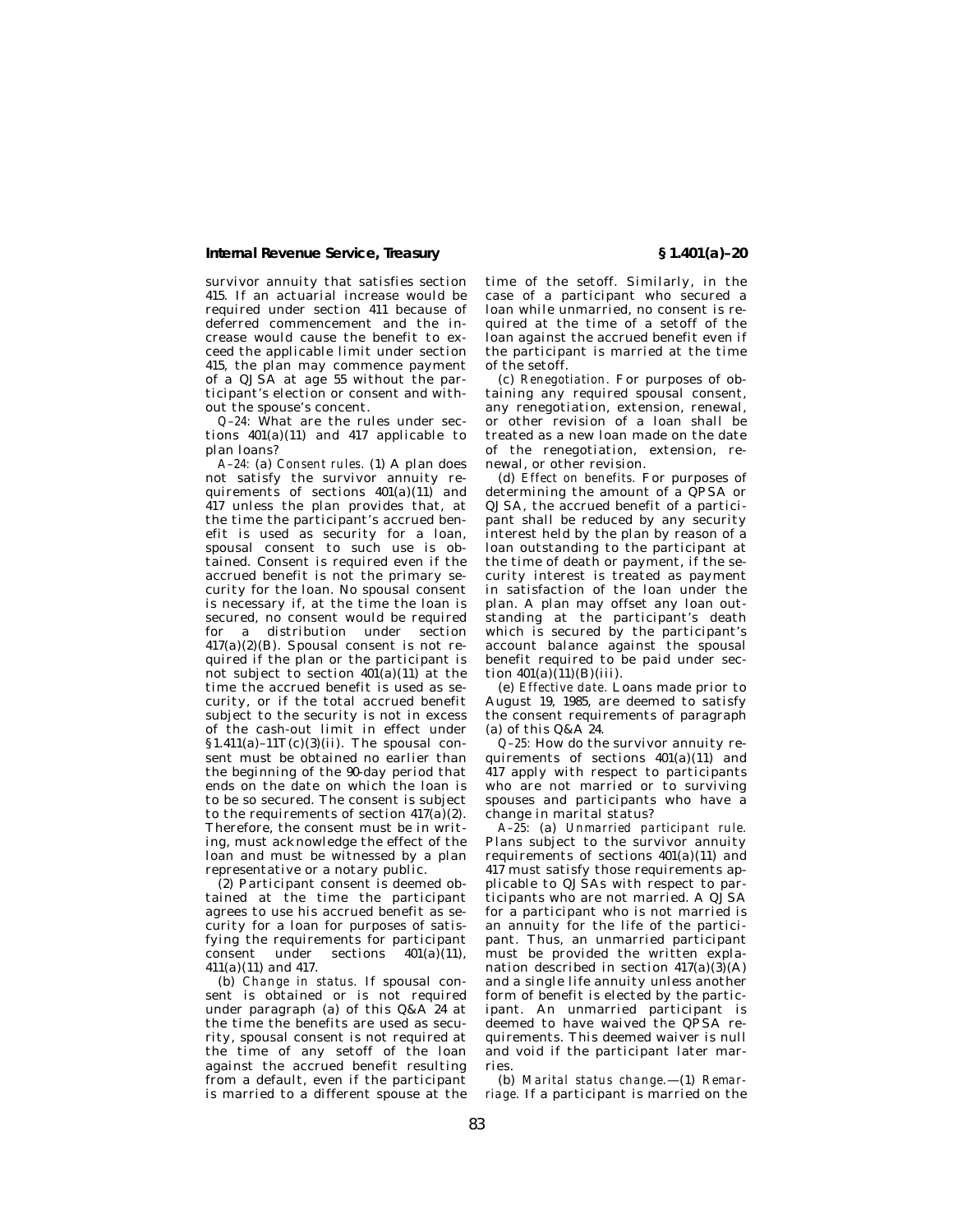survivor annuity that satisfies section 415. If an actuarial increase would be required under section 411 because of deferred commencement and the increase would cause the benefit to exceed the applicable limit under section 415, the plan may commence payment of a QJSA at age 55 without the participant's election or consent and without the spouse's concent.

*Q–24:* What are the rules under sections 401(a)(11) and 417 applicable to plan loans?

*A–24:* (a) *Consent rules.* (1) A plan does not satisfy the survivor annuity requirements of sections 401(a)(11) and 417 unless the plan provides that, at the time the participant's accrued benefit is used as security for a loan, spousal consent to such use is obtained. Consent is required even if the accrued benefit is not the primary security for the loan. No spousal consent is necessary if, at the time the loan is secured, no consent would be required for a distribution under section 417(a)(2)(B). Spousal consent is not required if the plan or the participant is not subject to section 401(a)(11) at the time the accrued benefit is used as security, or if the total accrued benefit subject to the security is not in excess of the cash-out limit in effect under §1.411(a)–11T(c)(3)(ii). The spousal consent must be obtained no earlier than the beginning of the 90-day period that ends on the date on which the loan is to be so secured. The consent is subject to the requirements of section 417(a)(2). Therefore, the consent must be in writing, must acknowledge the effect of the loan and must be witnessed by a plan representative or a notary public.

(2) Participant consent is deemed obtained at the time the participant agrees to use his accrued benefit as security for a loan for purposes of satisfying the requirements for participant consent under sections 401(a)(11), 411(a)(11) and 417.

(b) *Change in status.* If spousal consent is obtained or is not required under paragraph (a) of this Q&A 24 at the time the benefits are used as security, spousal consent is not required at the time of any setoff of the loan against the accrued benefit resulting from a default, even if the participant is married to a different spouse at the time of the setoff. Similarly, in the case of a participant who secured a loan while unmarried, no consent is required at the time of a setoff of the loan against the accrued benefit even if the participant is married at the time of the setoff.

(c) *Renegotiation.* For purposes of obtaining any required spousal consent, any renegotiation, extension, renewal, or other revision of a loan shall be treated as a new loan made on the date of the renegotiation, extension, renewal, or other revision.

(d) *Effect on benefits.* For purposes of determining the amount of a QPSA or QJSA, the accrued benefit of a participant shall be reduced by any security interest held by the plan by reason of a loan outstanding to the participant at the time of death or payment, if the security interest is treated as payment in satisfaction of the loan under the plan. A plan may offset any loan outstanding at the participant's death which is secured by the participant's account balance against the spousal benefit required to be paid under section 401(a)(11)(B)(iii).

(e) *Effective date.* Loans made prior to August 19, 1985, are deemed to satisfy the consent requirements of paragraph (a) of this Q&A 24.

*Q–25:* How do the survivor annuity requirements of sections 401(a)(11) and 417 apply with respect to participants who are not married or to surviving spouses and participants who have a change in marital status?

*A–25:* (a) *Unmarried participant rule.* Plans subject to the survivor annuity requirements of sections 401(a)(11) and 417 must satisfy those requirements applicable to QJSAs with respect to participants who are not married. A QJSA for a participant who is not married is an annuity for the life of the participant. Thus, an unmarried participant must be provided the written explanation described in section 417(a)(3)(A) and a single life annuity unless another form of benefit is elected by the participant. An unmarried participant is deemed to have waived the QPSA requirements. This deemed waiver is null and void if the participant later marries.

(b) *Marital status change.*—(1) *Remarriage.* If a participant is married on the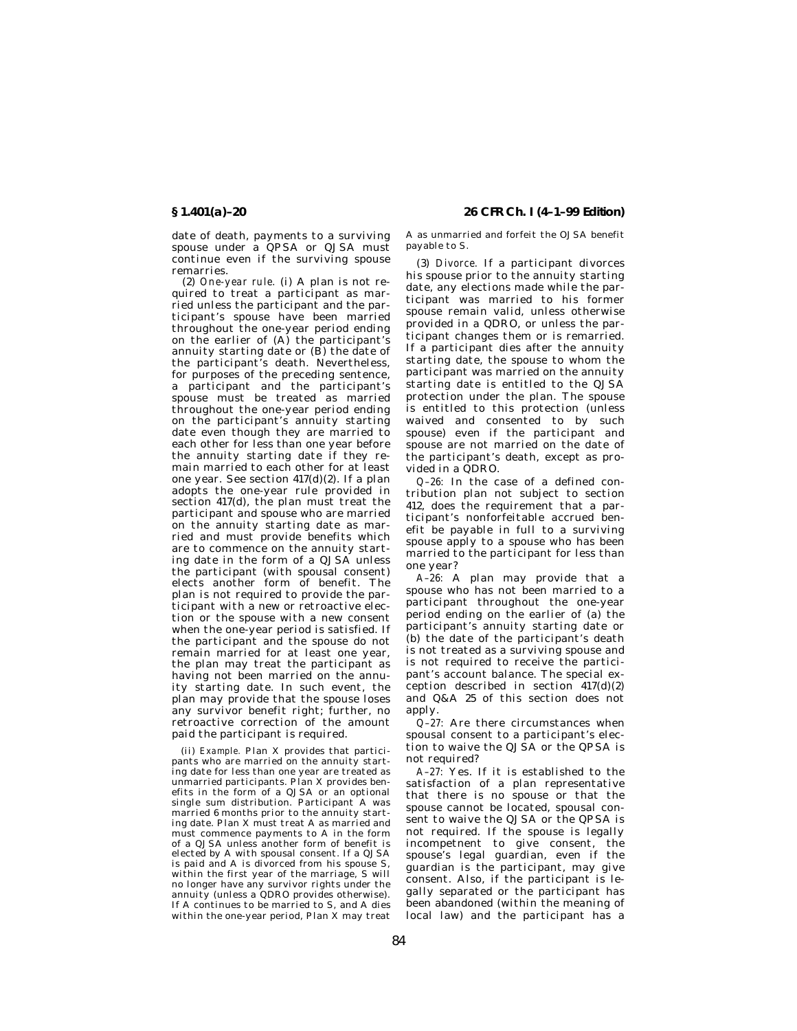date of death, payments to a surviving spouse under a QPSA or QJSA must continue even if the surviving spouse remarries.

(2) *One-year rule.* (i) A plan is not required to treat a participant as married unless the participant and the participant's spouse have been married throughout the one-year period ending on the earlier of (A) the participant's annuity starting date or (B) the date of the participant's death. Nevertheless, for purposes of the preceding sentence, a participant and the participant's spouse must be treated as married throughout the one-year period ending on the participant's annuity starting date even though they are married to each other for less than one year before the annuity starting date if they remain married to each other for at least one year. See section 417(d)(2). If a plan adopts the one-year rule provided in section 417(d), the plan must treat the participant and spouse who are married on the annuity starting date as married and must provide benefits which are to commence on the annuity starting date in the form of a QJSA unless the participant (with spousal consent) elects another form of benefit. The plan is not required to provide the participant with a new or retroactive election or the spouse with a new consent when the one-year period is satisfied. If the participant and the spouse do not remain married for at least one year, the plan may treat the participant as having not been married on the annuity starting date. In such event, the plan may provide that the spouse loses any survivor benefit right; further, no retroactive correction of the amount paid the participant is required.

(ii) *Example.* Plan X provides that participants who are married on the annuity starting date for less than one year are treated as unmarried participants. Plan X provides benefits in the form of a QJSA or an optional single sum distribution. Participant A was married 6 months prior to the annuity starting date. Plan X must treat A as married and must commence payments to A in the form of a QJSA unless another form of benefit is elected by A with spousal consent. If a QJSA is paid and A is divorced from his spouse S, within the first year of the marriage, S will no longer have any survivor rights under the annuity (unless a QDRO provides otherwise). If A continues to be married to S, and A dies within the one-year period, Plan X may treat A as unmarried and forfeit the QJSA benefit payable to S.

(3) *Divorce.* If a participant divorces his spouse prior to the annuity starting date, any elections made while the participant was married to his former spouse remain valid, unless otherwise provided in a QDRO, or unless the participant changes them or is remarried. If a participant dies after the annuity starting date, the spouse to whom the participant was married on the annuity starting date is entitled to the QJSA protection under the plan. The spouse is entitled to this protection (unless waived and consented to by such spouse) even if the participant and spouse are not married on the date of the participant's death, except as provided in a QDRO.

*Q–26:* In the case of a defined contribution plan not subject to section 412, does the requirement that a participant's nonforfeitable accrued benefit be payable in full to a surviving spouse apply to a spouse who has been married to the participant for less than one year?

*A–26:* A plan may provide that a spouse who has not been married to a participant throughout the one-year period ending on the earlier of (a) the participant's annuity starting date or (b) the date of the participant's death is not treated as a surviving spouse and is not required to receive the participant's account balance. The special exception described in section 417(d)(2) and Q&A 25 of this section does not apply.

*Q–27:* Are there circumstances when spousal consent to a participant's election to waive the QJSA or the QPSA is not required?

*A–27:* Yes. If it is established to the satisfaction of a plan representative that there is no spouse or that the spouse cannot be located, spousal consent to waive the QJSA or the QPSA is not required. If the spouse is legally incompetnent to give consent, the spouse's legal guardian, even if the guardian is the participant, may give consent. Also, if the participant is legally separated or the participant has been abandoned (within the meaning of local law) and the participant has a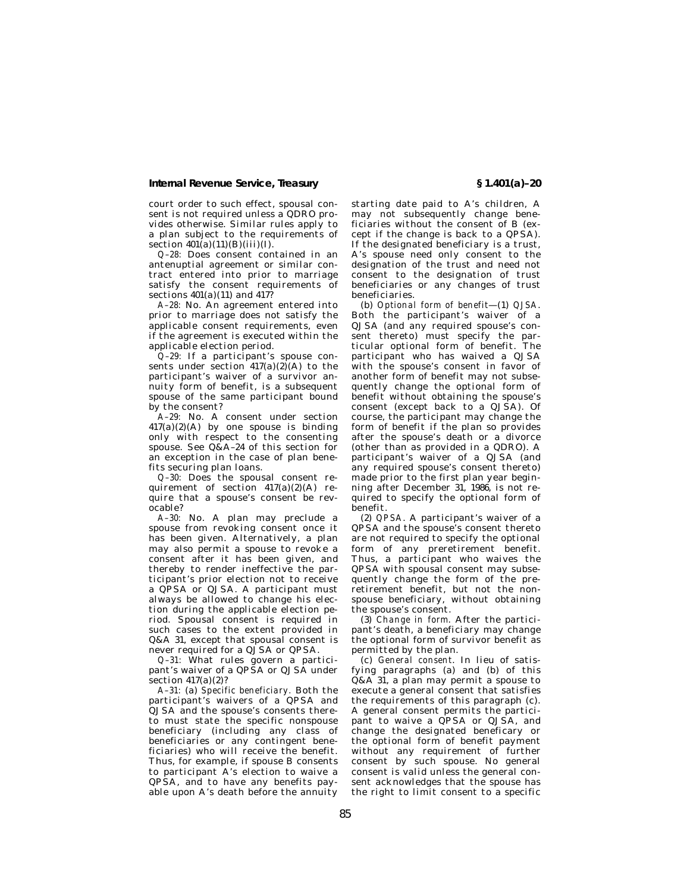court order to such effect, spousal consent is not required unless a QDRO provides otherwise. Similar rules apply to a plan subject to the requirements of section 401(a)(11)(B)(iii)(I).

*Q–28:* Does consent contained in an antenuptial agreement or similar contract entered into prior to marriage satisfy the consent requirements of sections 401(a)(11) and 417?

*A–28:* No. An agreement entered into prior to marriage does not satisfy the applicable consent requirements, even if the agreement is executed within the applicable election period.

*Q–29:* If a participant's spouse consents under section 417(a)(2)(A) to the participant's waiver of a survivor annuity form of benefit, is a subsequent spouse of the same participant bound by the consent?

*A–29:* No. A consent under section 417(a)(2)(A) by one spouse is binding only with respect to the consenting spouse. See Q&A–24 of this section for an exception in the case of plan benefits securing plan loans.

*Q–30:* Does the spousal consent requirement of section 417(a)(2)(A) require that a spouse's consent be revocable?

*A–30:* No. A plan may preclude a spouse from revoking consent once it has been given. Alternatively, a plan may also permit a spouse to revoke a consent after it has been given, and thereby to render ineffective the participant's prior election not to receive a QPSA or QJSA. A participant must always be allowed to change his election during the applicable election period. Spousal consent is required in such cases to the extent provided in Q&A 31, except that spousal consent is never required for a QJSA or QPSA.

*Q–31:* What rules govern a participant's waiver of a QPSA or QJSA under section 417(a)(2)?

*A–31:* (a) *Specific beneficiary.* Both the participant's waivers of a QPSA and QJSA and the spouse's consents thereto must state the specific nonspouse beneficiary (including any class of beneficiaries or any contingent beneficiaries) who will receive the benefit. Thus, for example, if spouse B consents to participant A's election to waive a QPSA, and to have any benefits payable upon A's death before the annuity starting date paid to A's children, A may not subsequently change beneficiaries without the consent of B (except if the change is back to a QPSA). If the designated beneficiary is a trust, A's spouse need only consent to the designation of the trust and need not consent to the designation of trust beneficiaries or any changes of trust beneficiaries.

(b) *Optional form of benefit*—(1) *QJSA.* Both the participant's waiver of a QJSA (and any required spouse's consent thereto) must specify the particular optional form of benefit. The participant who has waived a QJSA with the spouse's consent in favor of another form of benefit may not subsequently change the optional form of benefit without obtaining the spouse's consent (except back to a QJSA). Of course, the participant may change the form of benefit if the plan so provides after the spouse's death or a divorce (other than as provided in a QDRO). A participant's waiver of a QJSA (and any required spouse's consent thereto) made prior to the first plan year beginning after December 31, 1986, is not required to specify the optional form of benefit.

(2) *QPSA.* A participant's waiver of a QPSA and the spouse's consent thereto are not required to specify the optional form of any preretirement benefit. Thus, a participant who waives the QPSA with spousal consent may subsequently change the form of the preretirement benefit, but not the nonspouse beneficiary, without obtaining the spouse's consent.

(3) *Change in form.* After the participant's death, a beneficiary may change the optional form of survivor benefit as permitted by the plan.

(c) *General consent.* In lieu of satisfying paragraphs (a) and (b) of this Q&A 31, a plan may permit a spouse to execute a general consent that satisfies the requirements of this paragraph (c). A general consent permits the participant to waive a QPSA or QJSA, and change the designated beneficary or the optional form of benefit payment without any requirement of further consent by such spouse. No general consent is valid unless the general consent acknowledges that the spouse has the right to limit consent to a specific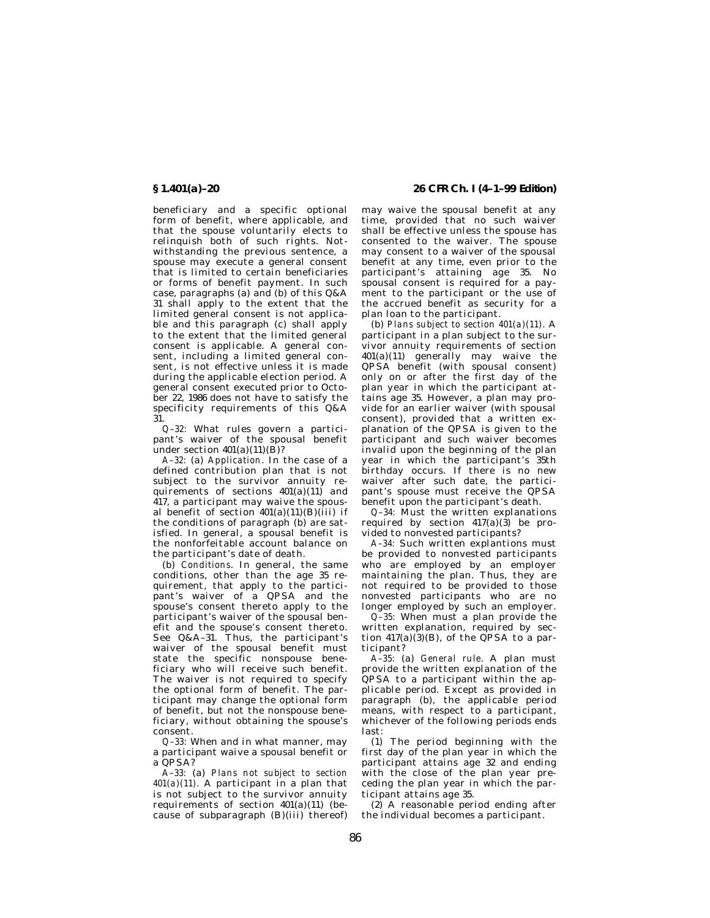beneficiary and a specific optional form of benefit, where applicable, and that the spouse voluntarily elects to relinquish both of such rights. Notwithstanding the previous sentence, a spouse may execute a general consent that is limited to certain beneficiaries or forms of benefit payment. In such case, paragraphs (a) and (b) of this Q&A 31 shall apply to the extent that the limited general consent is not applicable and this paragraph (c) shall apply to the extent that the limited general consent is applicable. A general consent, including a limited general consent, is not effective unless it is made during the applicable election period. A general consent executed prior to October 22, 1986 does not have to satisfy the specificity requirements of this Q&A 31.

*Q–32:* What rules govern a participant's waiver of the spousal benefit under section 401(a)(11)(B)?

*A–32:* (a) *Application.* In the case of a defined contribution plan that is not subject to the survivor annuity requirements of sections 401(a)(11) and 417, a participant may waive the spousal benefit of section 401(a)(11)(B)(iii) if the conditions of paragraph (b) are satisfied. In general, a spousal benefit is the nonforfeitable account balance on the participant's date of death.

(b) *Conditions.* In general, the same conditions, other than the age 35 requirement, that apply to the participant's waiver of a QPSA and the spouse's consent thereto apply to the participant's waiver of the spousal benefit and the spouse's consent thereto. See Q&A–31. Thus, the participant's waiver of the spousal benefit must state the specific nonspouse beneficiary who will receive such benefit. The waiver is not required to specify the optional form of benefit. The participant may change the optional form of benefit, but not the nonspouse beneficiary, without obtaining the spouse's consent.

*Q–33:* When and in what manner, may a participant waive a spousal benefit or a QPSA?

*A–33:* (a) *Plans not subject to section 401(a)(11).* A participant in a plan that is not subject to the survivor annuity requirements of section 401(a)(11) (because of subparagraph (B)(iii) thereof) may waive the spousal benefit at any time, provided that no such waiver shall be effective unless the spouse has consented to the waiver. The spouse may consent to a waiver of the spousal benefit at any time, even prior to the participant's attaining age 35. No spousal consent is required for a payment to the participant or the use of the accrued benefit as security for a plan loan to the participant.

(b) *Plans subject to section 401(a)(11).* A participant in a plan subject to the survivor annuity requirements of section 401(a)(11) generally may waive the QPSA benefit (with spousal consent) only on or after the first day of the plan year in which the participant attains age 35. However, a plan may provide for an earlier waiver (with spousal consent), provided that a written explanation of the QPSA is given to the participant and such waiver becomes invalid upon the beginning of the plan year in which the participant's 35th birthday occurs. If there is no new waiver after such date, the participant's spouse must receive the QPSA benefit upon the participant's death.

*Q–34:* Must the written explanations required by section 417(a)(3) be provided to nonvested participants?

*A–34:* Such written explantions must be provided to nonvested participants who are employed by an employer maintaining the plan. Thus, they are not required to be provided to those nonvested participants who are no longer employed by such an employer.

*Q–35:* When must a plan provide the written explanation, required by section 417(a)(3)(B), of the QPSA to a participant?

*A–35:* (a) *General rule.* A plan must provide the written explanation of the QPSA to a participant within the applicable period. Except as provided in paragraph (b), the applicable period means, with respect to a participant, whichever of the following periods ends last:

(1) The period beginning with the first day of the plan year in which the participant attains age 32 and ending with the close of the plan year preceding the plan year in which the participant attains age 35.

(2) A reasonable period ending after the individual becomes a participant.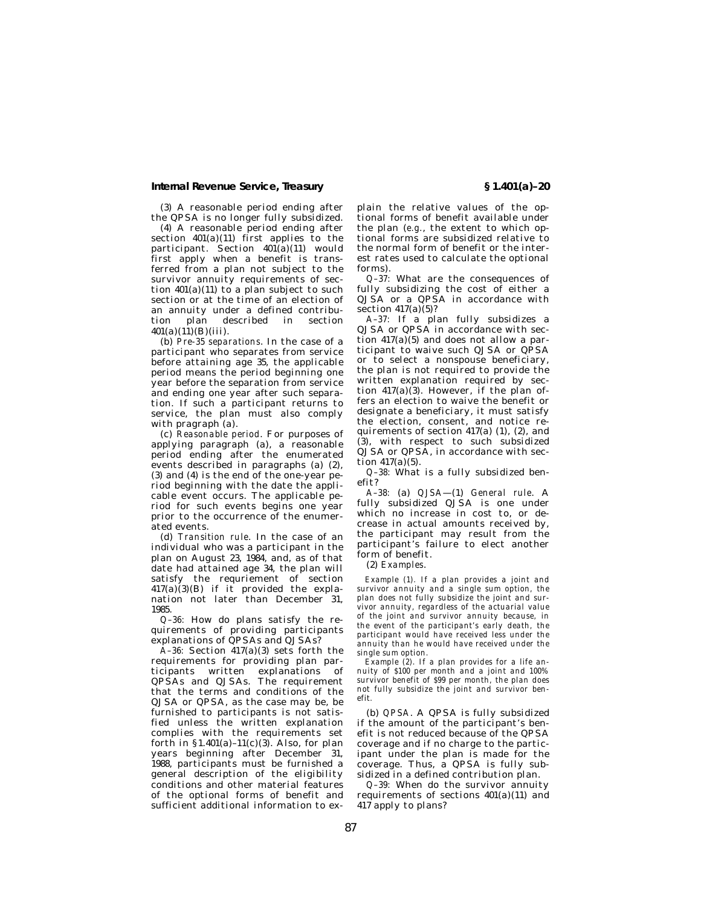(3) A reasonable period ending after the QPSA is no longer fully subsidized.

(4) A reasonable period ending after section 401(a)(11) first applies to the participant. Section 401(a)(11) would first apply when a benefit is transferred from a plan not subject to the survivor annuity requirements of section 401(a)(11) to a plan subject to such section or at the time of an election of an annuity under a defined contribution plan described in section 401(a)(11)(B)(iii).

(b) *Pre-35 separations.* In the case of a participant who separates from service before attaining age 35, the applicable period means the period beginning one year before the separation from service and ending one year after such separation. If such a participant returns to service, the plan must also comply with pragraph (a).

(c) *Reasonable period.* For purposes of applying paragraph (a), a reasonable period ending after the enumerated events described in paragraphs (a) (2), (3) and (4) is the end of the one-year period beginning with the date the applicable event occurs. The applicable period for such events begins one year prior to the occurrence of the enumerated events.

(d) *Transition rule.* In the case of an individual who was a participant in the plan on August 23, 1984, and, as of that date had attained age 34, the plan will satisfy the requriement of section 417(a)(3)(B) if it provided the explanation not later than December 31, 1985.

*Q–36:* How do plans satisfy the requirements of providing participants explanations of QPSAs and QJSAs?

*A–36:* Section 417(a)(3) sets forth the requirements for providing plan participants written explanations of QPSAs and QJSAs. The requirement that the terms and conditions of the QJSA or QPSA, as the case may be, be furnished to participants is not satisfied unless the written explanation complies with the requirements set forth in §1.401(a)–11(c)(3). Also, for plan years beginning after December 31, 1988, participants must be furnished a general description of the eligibility conditions and other material features of the optional forms of benefit and sufficient additional information to explain the relative values of the optional forms of benefit available under the plan (*e.g.*, the extent to which optional forms are subsidized relative to the normal form of benefit or the interest rates used to calculate the optional forms).

*Q–37:* What are the consequences of fully subsidizing the cost of either a QJSA or a QPSA in accordance with section 417(a)(5)?

*A–37:* If a plan fully subsidizes a QJSA or QPSA in accordance with section 417(a)(5) and does not allow a participant to waive such QJSA or QPSA or to select a nonspouse beneficiary, the plan is not required to provide the written explanation required by section 417(a)(3). However, if the plan offers an election to waive the benefit or designate a beneficiary, it must satisfy the election, consent, and notice requirements of section 417(a) (1), (2), and (3), with respect to such subsidized QJSA or QPSA, in accordance with section 417(a)(5).

*Q–38:* What is a fully subsidized benefit?

*A–38:* (a) *QJSA*—(1) *General rule.* A fully subsidized QJSA is one under which no increase in cost to, or decrease in actual amounts received by, the participant may result from the participant's failure to elect another form of benefit.

(2) *Examples.*

*Example (1).* If a plan provides a joint and survivor annuity and a single sum option, the plan does not fully subsidize the joint and survivor annuity, regardless of the actuarial value of the joint and survivor annuity because, in the event of the participant's early death, the participant would have received less under the annuity than he would have received under the single sum option.

*Example (2).* If a plan provides for a life annuity of $100 per month and a joint and 100% survivor benefit of $99 per month, the plan does not fully subsidize the joint and survivor benefit.

(b) *QPSA.* A QPSA is fully subsidized if the amount of the participant's benefit is not reduced because of the QPSA coverage and if no charge to the participant under the plan is made for the coverage. Thus, a QPSA is fully subsidized in a defined contribution plan.

*Q–39:* When do the survivor annuity requirements of sections 401(a)(11) and 417 apply to plans?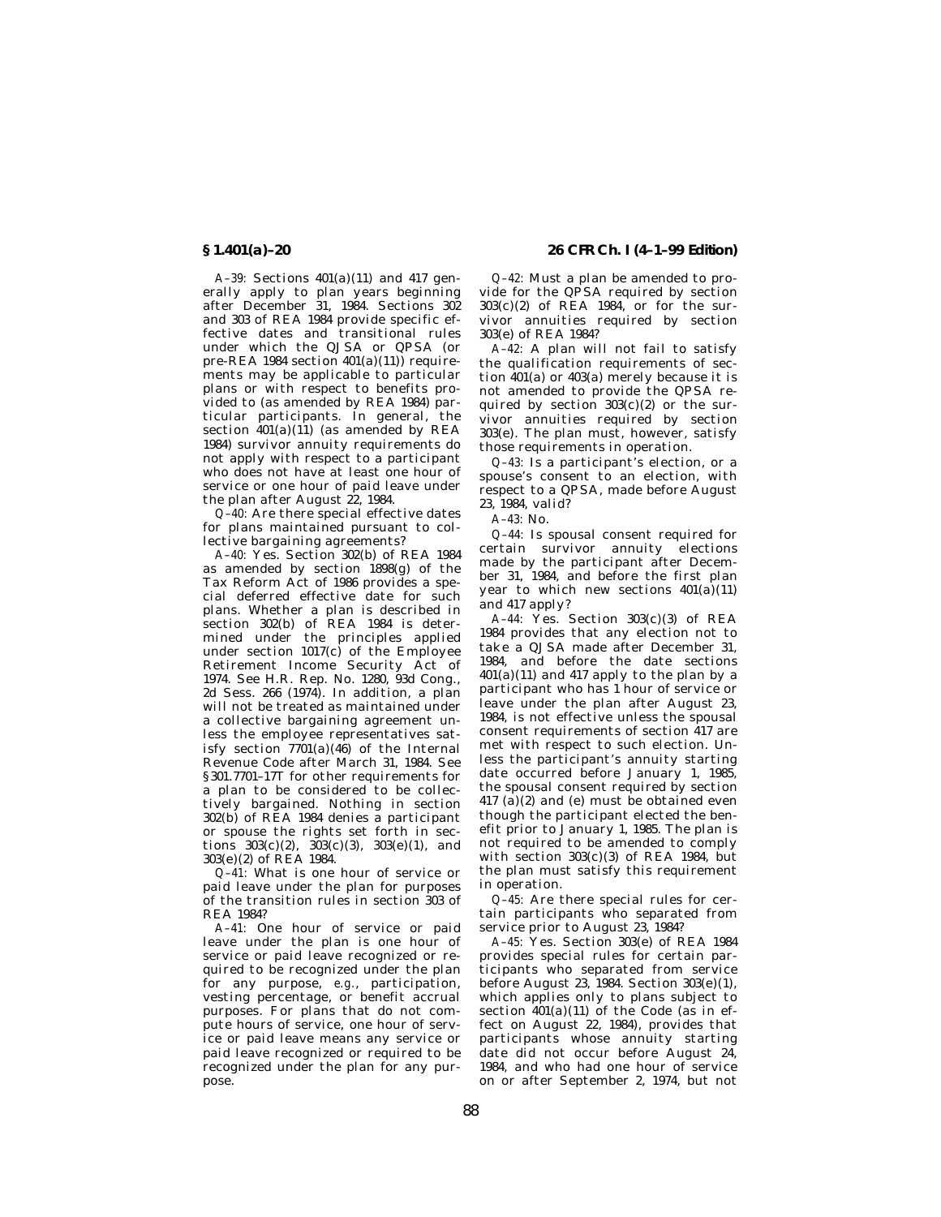*A–39:* Sections 401(a)(11) and 417 generally apply to plan years beginning after December 31, 1984. Sections 302 and 303 of REA 1984 provide specific effective dates and transitional rules under which the QJSA or QPSA (or pre-REA 1984 section 401(a)(11)) requirements may be applicable to particular plans or with respect to benefits provided to (as amended by REA 1984) particular participants. In general, the section 401(a)(11) (as amended by REA 1984) survivor annuity requirements do not apply with respect to a participant who does not have at least one hour of service or one hour of paid leave under the plan after August 22, 1984.

*Q–40:* Are there special effective dates for plans maintained pursuant to collective bargaining agreements?

*A–40:* Yes. Section 302(b) of REA 1984 as amended by section 1898(g) of the Tax Reform Act of 1986 provides a special deferred effective date for such plans. Whether a plan is described in section 302(b) of REA 1984 is determined under the principles applied under section 1017(c) of the Employee Retirement Income Security Act of 1974. See H.R. Rep. No. 1280, 93d Cong., 2d Sess. 266 (1974). In addition, a plan will not be treated as maintained under a collective bargaining agreement unless the employee representatives satisfy section 7701(a)(46) of the Internal Revenue Code after March 31, 1984. See §301.7701–17T for other requirements for a plan to be considered to be collectively bargained. Nothing in section 302(b) of REA 1984 denies a participant or spouse the rights set forth in sections 303(c)(2), 303(c)(3), 303(e)(1), and 303(e)(2) of REA 1984.

*Q–41:* What is one hour of service or paid leave under the plan for purposes of the transition rules in section 303 of REA 1984?

*A–41:* One hour of service or paid leave under the plan is one hour of service or paid leave recognized or required to be recognized under the plan for any purpose, *e.g.*, participation, vesting percentage, or benefit accrual purposes. For plans that do not compute hours of service, one hour of service or paid leave means any service or paid leave recognized or required to be recognized under the plan for any purpose.

*Q–42:* Must a plan be amended to provide for the QPSA required by section 303(c)(2) of REA 1984, or for the survivor annuities required by section 303(e) of REA 1984?

*A–42:* A plan will not fail to satisfy the qualification requirements of section 401(a) or 403(a) merely because it is not amended to provide the QPSA required by section 303(c)(2) or the survivor annuities required by section 303(e). The plan must, however, satisfy those requirements in operation.

*Q–43:* Is a participant's election, or a spouse's consent to an election, with respect to a QPSA, made before August 23, 1984, valid?

*A–43:* No.

*Q–44:* Is spousal consent required for certain survivor annuity elections made by the participant after December 31, 1984, and before the first plan year to which new sections 401(a)(11) and 417 apply?

*A–44:* Yes. Section 303(c)(3) of REA 1984 provides that any election not to take a QJSA made after December 31, 1984, and before the date sections 401(a)(11) and 417 apply to the plan by a participant who has 1 hour of service or leave under the plan after August 23, 1984, is not effective unless the spousal consent requirements of section 417 are met with respect to such election. Unless the participant's annuity starting date occurred before January 1, 1985, the spousal consent required by section 417 (a)(2) and (e) must be obtained even though the participant elected the benefit prior to January 1, 1985. The plan is not required to be amended to comply with section 303(c)(3) of REA 1984, but the plan must satisfy this requirement in operation.

*Q–45:* Are there special rules for certain participants who separated from service prior to August 23, 1984?

*A–45:* Yes. Section 303(e) of REA 1984 provides special rules for certain participants who separated from service before August 23, 1984. Section 303(e)(1), which applies only to plans subject to section 401(a)(11) of the Code (as in effect on August 22, 1984), provides that participants whose annuity starting date did not occur before August 24, 1984, and who had one hour of service on or after September 2, 1974, but not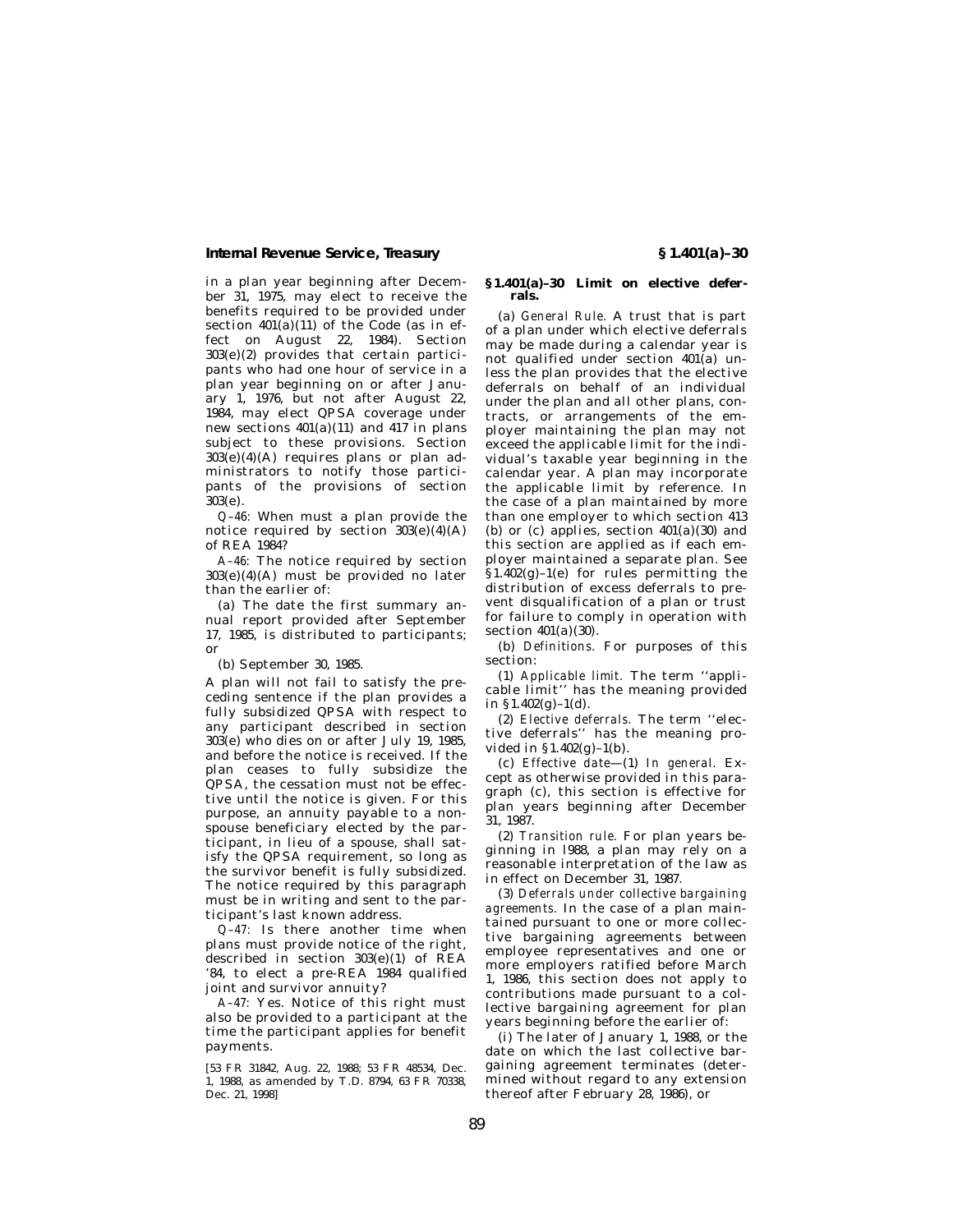in a plan year beginning after December 31, 1975, may elect to receive the benefits required to be provided under section 401(a)(11) of the Code (as in effect on August 22, 1984). Section 303(e)(2) provides that certain participants who had one hour of service in a plan year beginning on or after January 1, 1976, but not after August 22, 1984, may elect QPSA coverage under new sections 401(a)(11) and 417 in plans subject to these provisions. Section 303(e)(4)(A) requires plans or plan administrators to notify those participants of the provisions of section 303(e).

*Q–46:* When must a plan provide the notice required by section 303(e)(4)(A) of REA 1984?

*A–46:* The notice required by section 303(e)(4)(A) must be provided no later than the earlier of:

(a) The date the first summary annual report provided after September 17, 1985, is distributed to participants; or

(b) September 30, 1985.

A plan will not fail to satisfy the preceding sentence if the plan provides a fully subsidized QPSA with respect to any participant described in section 303(e) who dies on or after July 19, 1985, and before the notice is received. If the plan ceases to fully subsidize the QPSA, the cessation must not be effective until the notice is given. For this purpose, an annuity payable to a nonspouse beneficiary elected by the participant, in lieu of a spouse, shall satisfy the QPSA requirement, so long as the survivor benefit is fully subsidized. The notice required by this paragraph must be in writing and sent to the participant's last known address.

*Q–47:* Is there another time when plans must provide notice of the right, described in section 303(e)(1) of REA '84, to elect a pre-REA 1984 qualified joint and survivor annuity?

*A–47:* Yes. Notice of this right must also be provided to a participant at the time the participant applies for benefit payments.

[53 FR 31842, Aug. 22, 1988; 53 FR 48534, Dec. 1, 1988, as amended by T.D. 8794, 63 FR 70338, Dec. 21, 1998]

## § 1.401(a)–30 Limit on elective deferrals.

(a) *General Rule.* A trust that is part of a plan under which elective deferrals may be made during a calendar year is not qualified under section 401(a) unless the plan provides that the elective deferrals on behalf of an individual under the plan and all other plans, contracts, or arrangements of the employer maintaining the plan may not exceed the applicable limit for the individual's taxable year beginning in the calendar year. A plan may incorporate the applicable limit by reference. In the case of a plan maintained by more than one employer to which section 413 (b) or (c) applies, section 401(a)(30) and this section are applied as if each employer maintained a separate plan. See §1.402(g)–1(e) for rules permitting the distribution of excess deferrals to prevent disqualification of a plan or trust for failure to comply in operation with section 401(a)(30).

(b) *Definitions.* For purposes of this section:

(1) *Applicable limit.* The term ''applicable limit'' has the meaning provided in §1.402(g)–1(d).

(2) *Elective deferrals.* The term ''elective deferrals'' has the meaning provided in §1.402(g)–1(b).

(c) *Effective date*—(1) *In general.* Except as otherwise provided in this paragraph (c), this section is effective for plan years beginning after December 31, 1987.

(2) *Transition rule.* For plan years beginning in 1988, a plan may rely on a reasonable interpretation of the law as in effect on December 31, 1987.

(3) *Deferrals under collective bargaining agreements.* In the case of a plan maintained pursuant to one or more collective bargaining agreements between employee representatives and one or more employers ratified before March 1, 1986, this section does not apply to contributions made pursuant to a collective bargaining agreement for plan years beginning before the earlier of:

(i) The later of January 1, 1988, or the date on which the last collective bargaining agreement terminates (determined without regard to any extension thereof after February 28, 1986), or